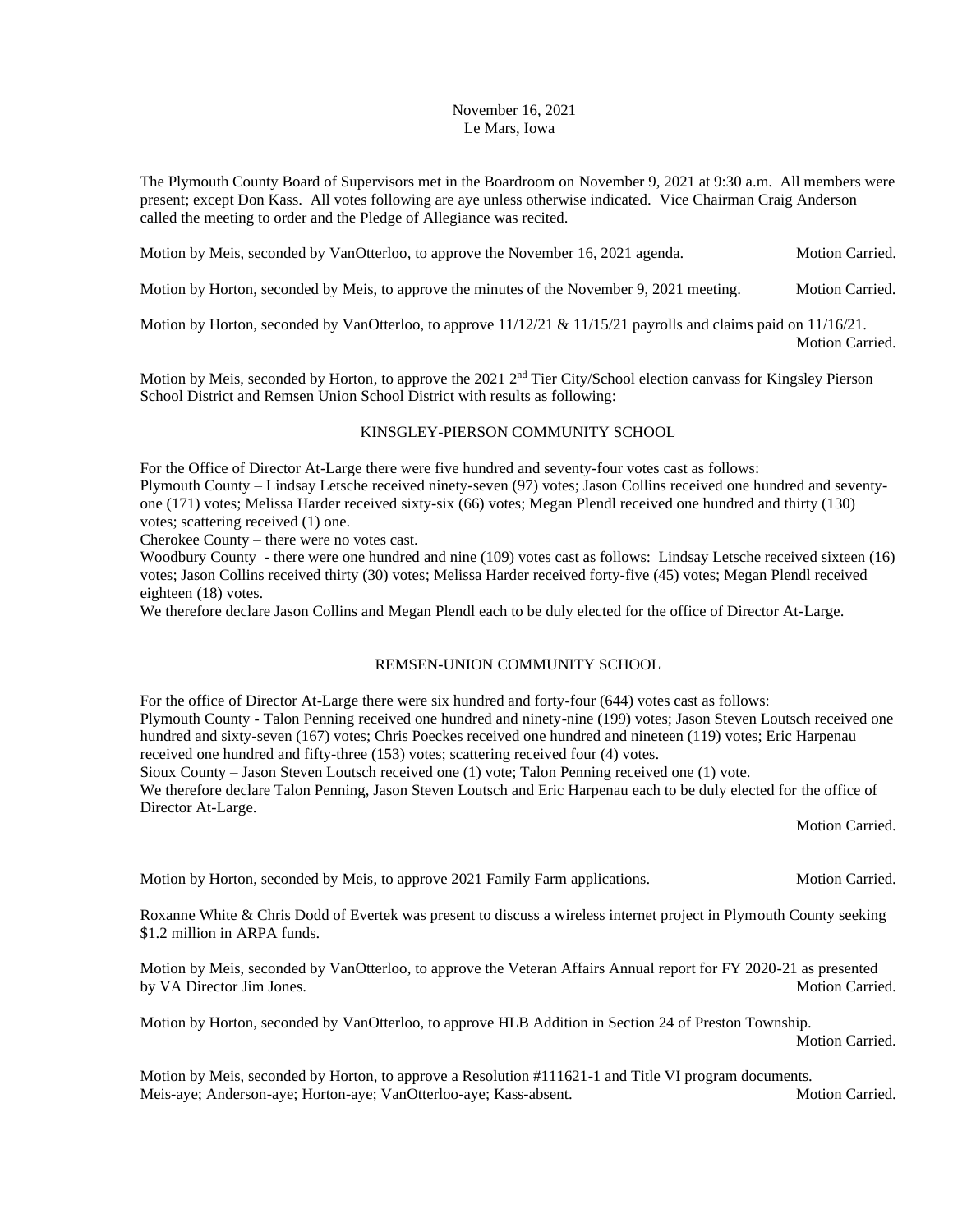November 16, 2021
Le Mars, Iowa

The Plymouth County Board of Supervisors met in the Boardroom on November 9, 2021 at 9:30 a.m. All members were present; except Don Kass. All votes following are aye unless otherwise indicated. Vice Chairman Craig Anderson called the meeting to order and the Pledge of Allegiance was recited.

Motion by Meis, seconded by VanOtterloo, to approve the November 16, 2021 agenda. Motion Carried.

Motion by Horton, seconded by Meis, to approve the minutes of the November 9, 2021 meeting. Motion Carried.

Motion by Horton, seconded by VanOtterloo, to approve 11/12/21 & 11/15/21 payrolls and claims paid on 11/16/21. Motion Carried.

Motion by Meis, seconded by Horton, to approve the 2021 2nd Tier City/School election canvass for Kingsley Pierson School District and Remsen Union School District with results as following:

KINSGLEY-PIERSON COMMUNITY SCHOOL

For the Office of Director At-Large there were five hundred and seventy-four votes cast as follows:
Plymouth County – Lindsay Letsche received ninety-seven (97) votes; Jason Collins received one hundred and seventy-one (171) votes; Melissa Harder received sixty-six (66) votes; Megan Plendl received one hundred and thirty (130) votes; scattering received (1) one.
Cherokee County – there were no votes cast.
Woodbury County - there were one hundred and nine (109) votes cast as follows: Lindsay Letsche received sixteen (16) votes; Jason Collins received thirty (30) votes; Melissa Harder received forty-five (45) votes; Megan Plendl received eighteen (18) votes.
We therefore declare Jason Collins and Megan Plendl each to be duly elected for the office of Director At-Large.

REMSEN-UNION COMMUNITY SCHOOL

For the office of Director At-Large there were six hundred and forty-four (644) votes cast as follows:
Plymouth County - Talon Penning received one hundred and ninety-nine (199) votes; Jason Steven Loutsch received one hundred and sixty-seven (167) votes; Chris Poeckes received one hundred and nineteen (119) votes; Eric Harpenau received one hundred and fifty-three (153) votes; scattering received four (4) votes.
Sioux County – Jason Steven Loutsch received one (1) vote; Talon Penning received one (1) vote.
We therefore declare Talon Penning, Jason Steven Loutsch and Eric Harpenau each to be duly elected for the office of Director At-Large.

Motion Carried.

Motion by Horton, seconded by Meis, to approve 2021 Family Farm applications. Motion Carried.

Roxanne White & Chris Dodd of Evertek was present to discuss a wireless internet project in Plymouth County seeking $1.2 million in ARPA funds.

Motion by Meis, seconded by VanOtterloo, to approve the Veteran Affairs Annual report for FY 2020-21 as presented by VA Director Jim Jones. Motion Carried.

Motion by Horton, seconded by VanOtterloo, to approve HLB Addition in Section 24 of Preston Township. Motion Carried.

Motion by Meis, seconded by Horton, to approve a Resolution #111621-1 and Title VI program documents.
Meis-aye; Anderson-aye; Horton-aye; VanOtterloo-aye; Kass-absent. Motion Carried.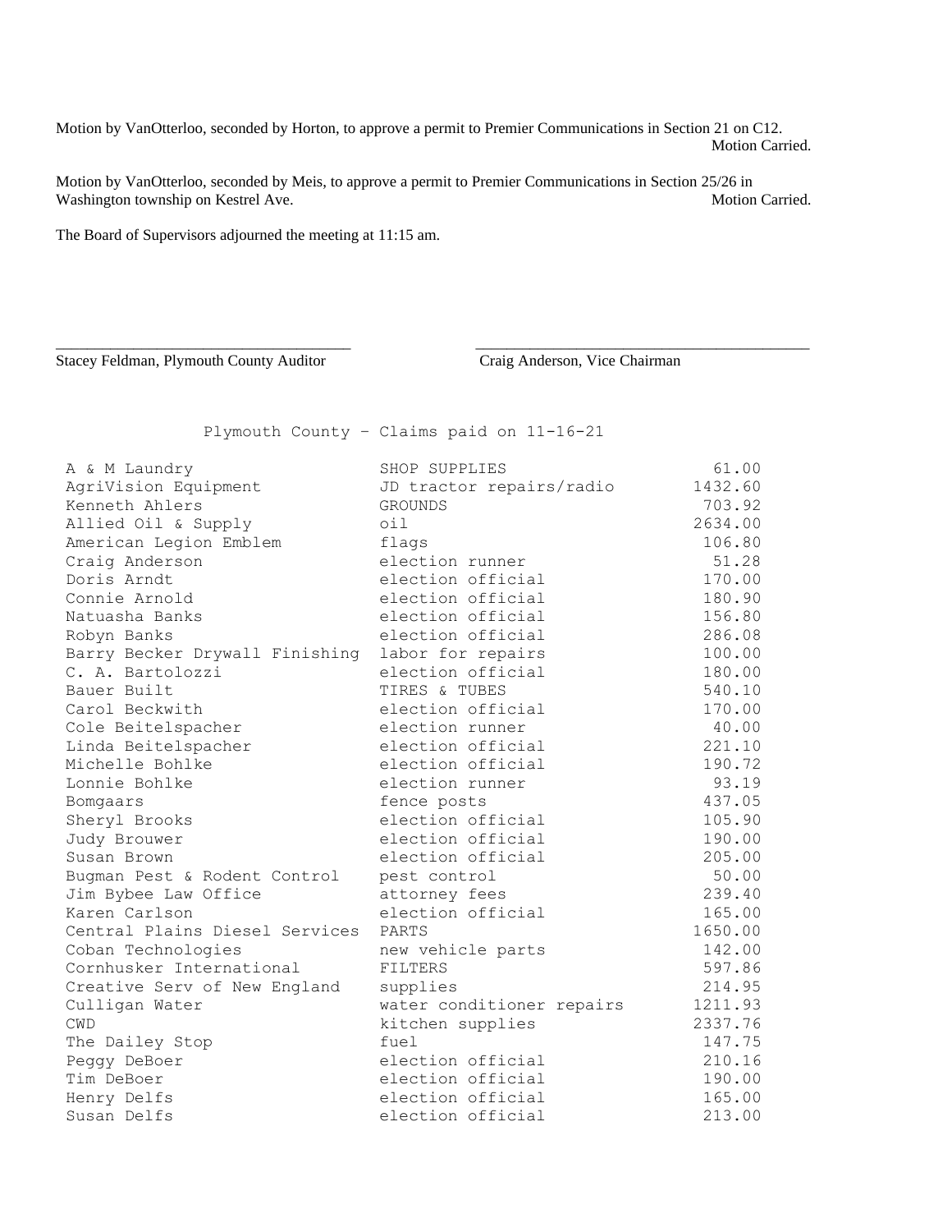Motion by VanOtterloo, seconded by Horton, to approve a permit to Premier Communications in Section 21 on C12. Motion Carried.

Motion by VanOtterloo, seconded by Meis, to approve a permit to Premier Communications in Section 25/26 in Washington township on Kestrel Ave. Motion Carried.

The Board of Supervisors adjourned the meeting at 11:15 am.

\_\_\_\_\_\_\_\_\_\_\_\_\_\_\_\_\_\_\_\_\_\_\_\_\_\_\_\_\_\_\_\_\_\_\_\_ \_\_\_\_\_\_\_\_\_\_\_\_\_\_\_\_\_\_\_\_\_\_\_\_\_\_\_\_\_\_\_\_\_\_\_\_

Stacey Feldman, Plymouth County Auditor     Craig Anderson, Vice Chairman

Plymouth County - Claims paid on 11-16-21

| | | |
|---|---|---|
| A & M Laundry | SHOP SUPPLIES | 61.00 |
| AgriVision Equipment | JD tractor repairs/radio | 1432.60 |
| Kenneth Ahlers | GROUNDS | 703.92 |
| Allied Oil & Supply | oil | 2634.00 |
| American Legion Emblem | flags | 106.80 |
| Craig Anderson | election runner | 51.28 |
| Doris Arndt | election official | 170.00 |
| Connie Arnold | election official | 180.90 |
| Natuasha Banks | election official | 156.80 |
| Robyn Banks | election official | 286.08 |
| Barry Becker Drywall Finishing | labor for repairs | 100.00 |
| C. A. Bartolozzi | election official | 180.00 |
| Bauer Built | TIRES & TUBES | 540.10 |
| Carol Beckwith | election official | 170.00 |
| Cole Beitelspacher | election runner | 40.00 |
| Linda Beitelspacher | election official | 221.10 |
| Michelle Bohlke | election official | 190.72 |
| Lonnie Bohlke | election runner | 93.19 |
| Bomgaars | fence posts | 437.05 |
| Sheryl Brooks | election official | 105.90 |
| Judy Brouwer | election official | 190.00 |
| Susan Brown | election official | 205.00 |
| Bugman Pest & Rodent Control | pest control | 50.00 |
| Jim Bybee Law Office | attorney fees | 239.40 |
| Karen Carlson | election official | 165.00 |
| Central Plains Diesel Services | PARTS | 1650.00 |
| Coban Technologies | new vehicle parts | 142.00 |
| Cornhusker International | FILTERS | 597.86 |
| Creative Serv of New England | supplies | 214.95 |
| Culligan Water | water conditioner repairs | 1211.93 |
| CWD | kitchen supplies | 2337.76 |
| The Dailey Stop | fuel | 147.75 |
| Peggy DeBoer | election official | 210.16 |
| Tim DeBoer | election official | 190.00 |
| Henry Delfs | election official | 165.00 |
| Susan Delfs | election official | 213.00 |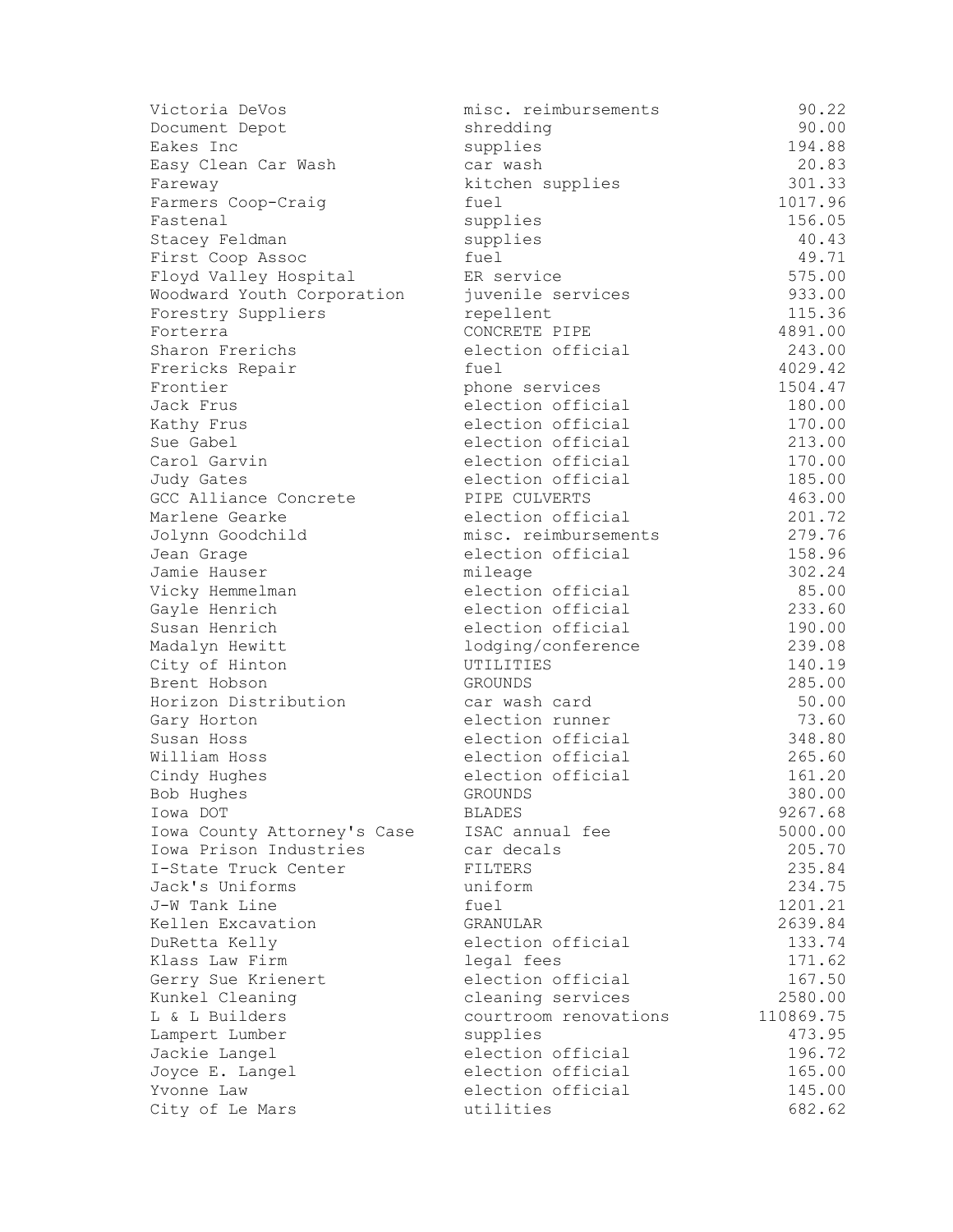| | | |
|---|---|---|
| Victoria DeVos | misc. reimbursements | 90.22 |
| Document Depot | shredding | 90.00 |
| Eakes Inc | supplies | 194.88 |
| Easy Clean Car Wash | car wash | 20.83 |
| Fareway | kitchen supplies | 301.33 |
| Farmers Coop-Craig | fuel | 1017.96 |
| Fastenal | supplies | 156.05 |
| Stacey Feldman | supplies | 40.43 |
| First Coop Assoc | fuel | 49.71 |
| Floyd Valley Hospital | ER service | 575.00 |
| Woodward Youth Corporation | juvenile services | 933.00 |
| Forestry Suppliers | repellent | 115.36 |
| Forterra | CONCRETE PIPE | 4891.00 |
| Sharon Frerichs | election official | 243.00 |
| Frericks Repair | fuel | 4029.42 |
| Frontier | phone services | 1504.47 |
| Jack Frus | election official | 180.00 |
| Kathy Frus | election official | 170.00 |
| Sue Gabel | election official | 213.00 |
| Carol Garvin | election official | 170.00 |
| Judy Gates | election official | 185.00 |
| GCC Alliance Concrete | PIPE CULVERTS | 463.00 |
| Marlene Gearke | election official | 201.72 |
| Jolynn Goodchild | misc. reimbursements | 279.76 |
| Jean Grage | election official | 158.96 |
| Jamie Hauser | mileage | 302.24 |
| Vicky Hemmelman | election official | 85.00 |
| Gayle Henrich | election official | 233.60 |
| Susan Henrich | election official | 190.00 |
| Madalyn Hewitt | lodging/conference | 239.08 |
| City of Hinton | UTILITIES | 140.19 |
| Brent Hobson | GROUNDS | 285.00 |
| Horizon Distribution | car wash card | 50.00 |
| Gary Horton | election runner | 73.60 |
| Susan Hoss | election official | 348.80 |
| William Hoss | election official | 265.60 |
| Cindy Hughes | election official | 161.20 |
| Bob Hughes | GROUNDS | 380.00 |
| Iowa DOT | BLADES | 9267.68 |
| Iowa County Attorney's Case | ISAC annual fee | 5000.00 |
| Iowa Prison Industries | car decals | 205.70 |
| I-State Truck Center | FILTERS | 235.84 |
| Jack's Uniforms | uniform | 234.75 |
| J-W Tank Line | fuel | 1201.21 |
| Kellen Excavation | GRANULAR | 2639.84 |
| DuRetta Kelly | election official | 133.74 |
| Klass Law Firm | legal fees | 171.62 |
| Gerry Sue Krienert | election official | 167.50 |
| Kunkel Cleaning | cleaning services | 2580.00 |
| L & L Builders | courtroom renovations | 110869.75 |
| Lampert Lumber | supplies | 473.95 |
| Jackie Langel | election official | 196.72 |
| Joyce E. Langel | election official | 165.00 |
| Yvonne Law | election official | 145.00 |
| City of Le Mars | utilities | 682.62 |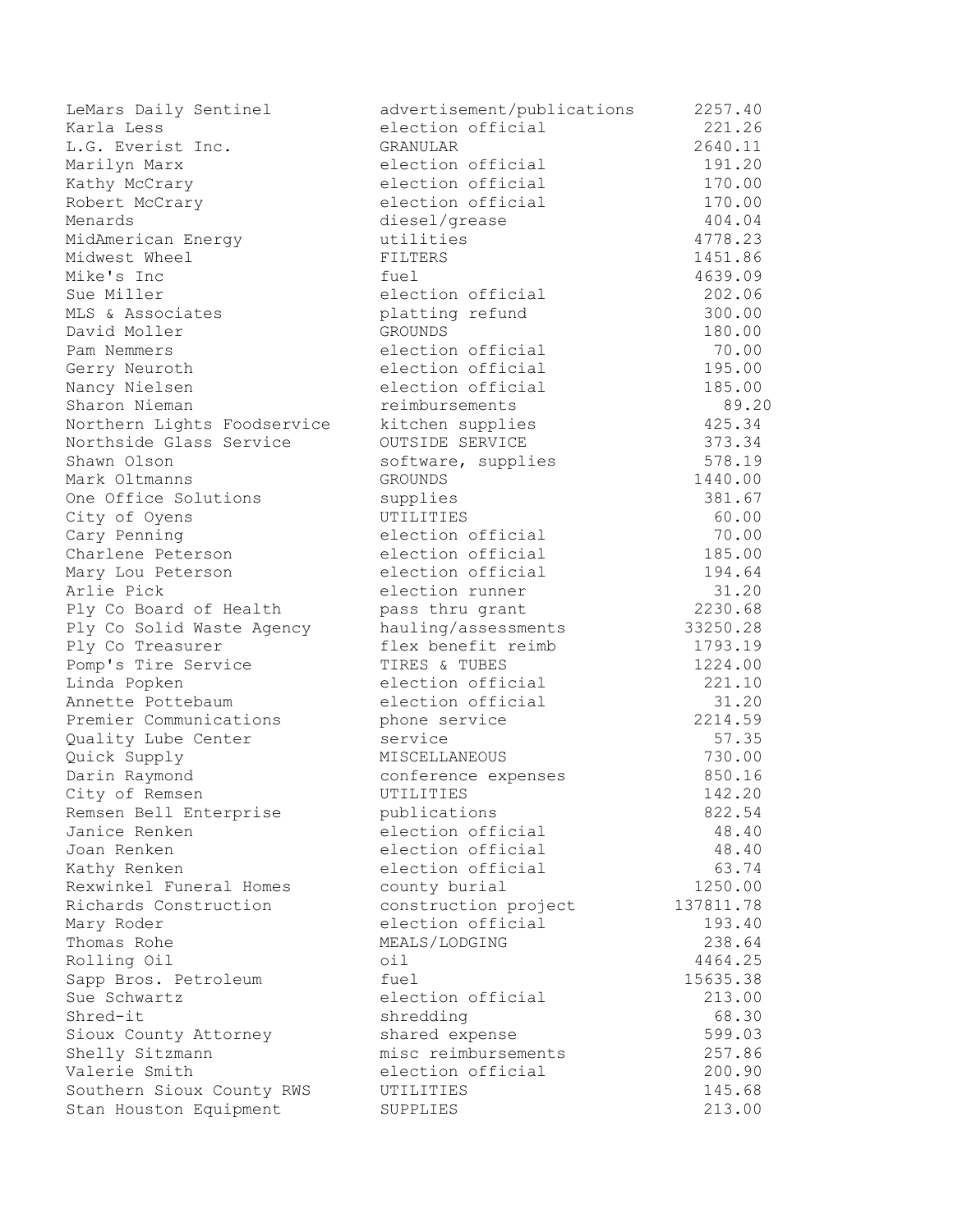| | | |
|---|---|---|
| LeMars Daily Sentinel | advertisement/publications | 2257.40 |
| Karla Less | election official | 221.26 |
| L.G. Everist Inc. | GRANULAR | 2640.11 |
| Marilyn Marx | election official | 191.20 |
| Kathy McCrary | election official | 170.00 |
| Robert McCrary | election official | 170.00 |
| Menards | diesel/grease | 404.04 |
| MidAmerican Energy | utilities | 4778.23 |
| Midwest Wheel | FILTERS | 1451.86 |
| Mike's Inc | fuel | 4639.09 |
| Sue Miller | election official | 202.06 |
| MLS & Associates | platting refund | 300.00 |
| David Moller | GROUNDS | 180.00 |
| Pam Nemmers | election official | 70.00 |
| Gerry Neuroth | election official | 195.00 |
| Nancy Nielsen | election official | 185.00 |
| Sharon Nieman | reimbursements | 89.20 |
| Northern Lights Foodservice | kitchen supplies | 425.34 |
| Northside Glass Service | OUTSIDE SERVICE | 373.34 |
| Shawn Olson | software, supplies | 578.19 |
| Mark Oltmanns | GROUNDS | 1440.00 |
| One Office Solutions | supplies | 381.67 |
| City of Oyens | UTILITIES | 60.00 |
| Cary Penning | election official | 70.00 |
| Charlene Peterson | election official | 185.00 |
| Mary Lou Peterson | election official | 194.64 |
| Arlie Pick | election runner | 31.20 |
| Ply Co Board of Health | pass thru grant | 2230.68 |
| Ply Co Solid Waste Agency | hauling/assessments | 33250.28 |
| Ply Co Treasurer | flex benefit reimb | 1793.19 |
| Pomp's Tire Service | TIRES & TUBES | 1224.00 |
| Linda Popken | election official | 221.10 |
| Annette Pottebaum | election official | 31.20 |
| Premier Communications | phone service | 2214.59 |
| Quality Lube Center | service | 57.35 |
| Quick Supply | MISCELLANEOUS | 730.00 |
| Darin Raymond | conference expenses | 850.16 |
| City of Remsen | UTILITIES | 142.20 |
| Remsen Bell Enterprise | publications | 822.54 |
| Janice Renken | election official | 48.40 |
| Joan Renken | election official | 48.40 |
| Kathy Renken | election official | 63.74 |
| Rexwinkel Funeral Homes | county burial | 1250.00 |
| Richards Construction | construction project | 137811.78 |
| Mary Roder | election official | 193.40 |
| Thomas Rohe | MEALS/LODGING | 238.64 |
| Rolling Oil | oil | 4464.25 |
| Sapp Bros. Petroleum | fuel | 15635.38 |
| Sue Schwartz | election official | 213.00 |
| Shred-it | shredding | 68.30 |
| Sioux County Attorney | shared expense | 599.03 |
| Shelly Sitzmann | misc reimbursements | 257.86 |
| Valerie Smith | election official | 200.90 |
| Southern Sioux County RWS | UTILITIES | 145.68 |
| Stan Houston Equipment | SUPPLIES | 213.00 |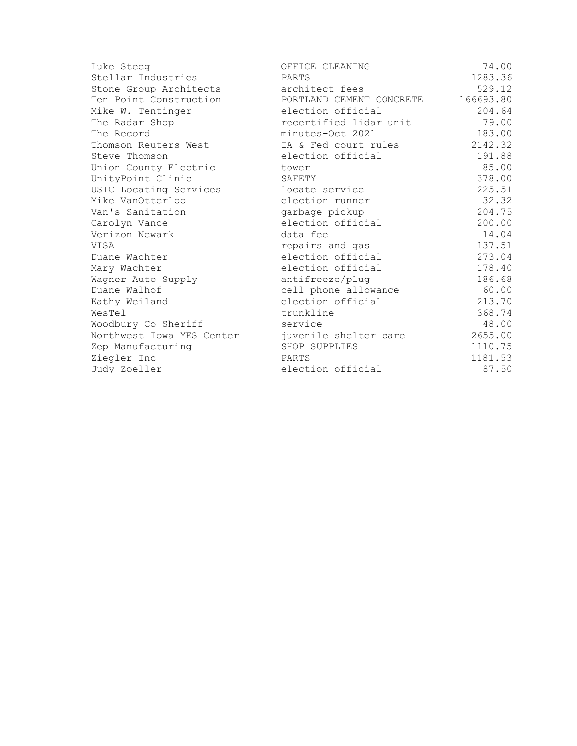| | | |
|---|---|---|
| Luke Steeg | OFFICE CLEANING | 74.00 |
| Stellar Industries | PARTS | 1283.36 |
| Stone Group Architects | architect fees | 529.12 |
| Ten Point Construction | PORTLAND CEMENT CONCRETE | 166693.80 |
| Mike W. Tentinger | election official | 204.64 |
| The Radar Shop | recertified lidar unit | 79.00 |
| The Record | minutes-Oct 2021 | 183.00 |
| Thomson Reuters West | IA & Fed court rules | 2142.32 |
| Steve Thomson | election official | 191.88 |
| Union County Electric | tower | 85.00 |
| UnityPoint Clinic | SAFETY | 378.00 |
| USIC Locating Services | locate service | 225.51 |
| Mike VanOtterloo | election runner | 32.32 |
| Van's Sanitation | garbage pickup | 204.75 |
| Carolyn Vance | election official | 200.00 |
| Verizon Newark | data fee | 14.04 |
| VISA | repairs and gas | 137.51 |
| Duane Wachter | election official | 273.04 |
| Mary Wachter | election official | 178.40 |
| Wagner Auto Supply | antifreeze/plug | 186.68 |
| Duane Walhof | cell phone allowance | 60.00 |
| Kathy Weiland | election official | 213.70 |
| WesTel | trunkline | 368.74 |
| Woodbury Co Sheriff | service | 48.00 |
| Northwest Iowa YES Center | juvenile shelter care | 2655.00 |
| Zep Manufacturing | SHOP SUPPLIES | 1110.75 |
| Ziegler Inc | PARTS | 1181.53 |
| Judy Zoeller | election official | 87.50 |